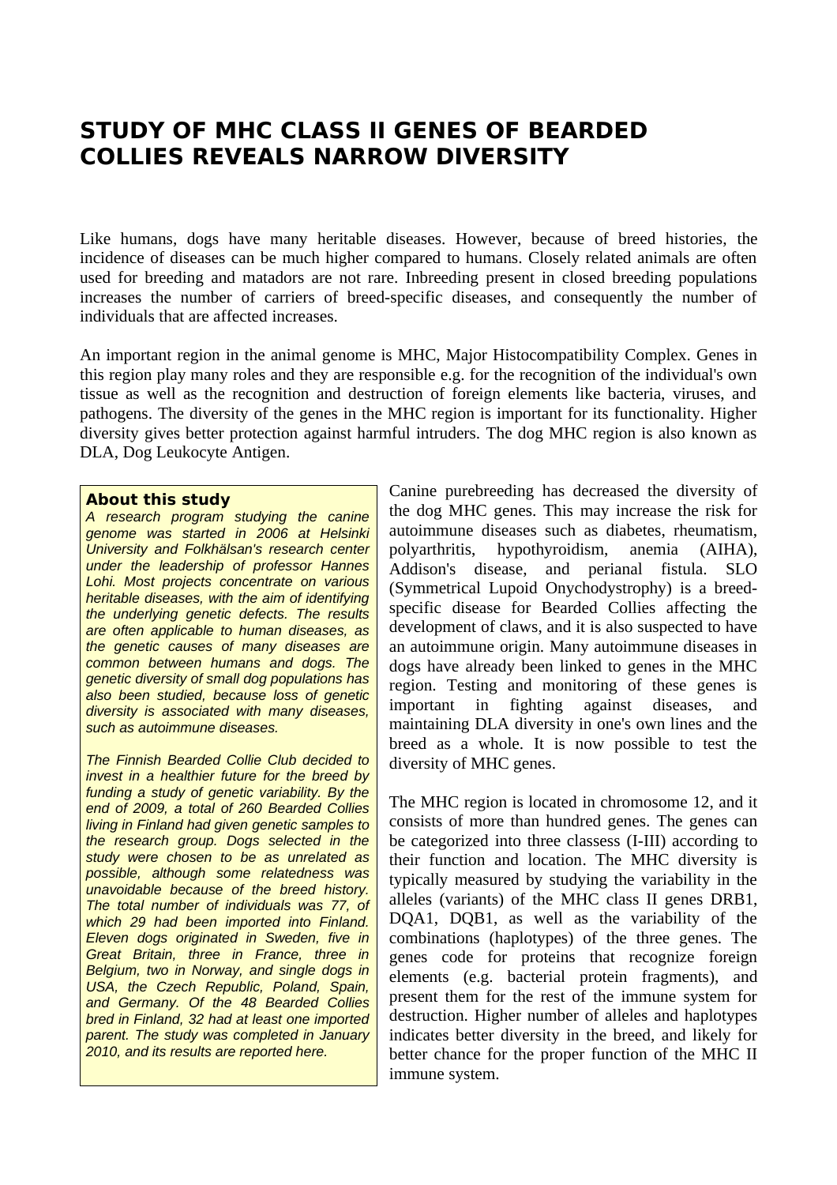# STUDY OF MHC CLASS II GENES OF BEARDED COLLIES REVEALS NARROW DIVERSITY

Like humans, dogs have many heritable diseases. However, because of breed histories, the incidence of diseases can be much higher compared to humans. Closely related animals are often used for breeding and matadors are not rare. Inbreeding present in closed breeding populations increases the number of carriers of breed-specific diseases, and consequently the number of individuals that are affected increases.

An important region in the animal genome is MHC, Major Histocompatibility Complex. Genes in this region play many roles and they are responsible e.g. for the recognition of the individual's own tissue as well as the recognition and destruction of foreign elements like bacteria, viruses, and pathogens. The diversity of the genes in the MHC region is important for its functionality. Higher diversity gives better protection against harmful intruders. The dog MHC region is also known as DLA, Dog Leukocyte Antigen.

**About this study**

*A research program studying the canine genome was started in 2006 at Helsinki University and Folkhälsan's research center under the leadership of professor Hannes Lohi. Most projects concentrate on various heritable diseases, with the aim of identifying the underlying genetic defects. The results are often applicable to human diseases, as the genetic causes of many diseases are common between humans and dogs. The genetic diversity of small dog populations has also been studied, because loss of genetic diversity is associated with many diseases, such as autoimmune diseases.*

*The Finnish Bearded Collie Club decided to invest in a healthier future for the breed by funding a study of genetic variability. By the end of 2009, a total of 260 Bearded Collies living in Finland had given genetic samples to the research group. Dogs selected in the study were chosen to be as unrelated as possible, although some relatedness was unavoidable because of the breed history. The total number of individuals was 77, of which 29 had been imported into Finland. Eleven dogs originated in Sweden, five in Great Britain, three in France, three in Belgium, two in Norway, and single dogs in USA, the Czech Republic, Poland, Spain, and Germany. Of the 48 Bearded Collies bred in Finland, 32 had at least one imported parent. The study was completed in January 2010, and its results are reported here.*

Canine purebreeding has decreased the diversity of the dog MHC genes. This may increase the risk for autoimmune diseases such as diabetes, rheumatism, polyarthritis, hypothyroidism, anemia (AIHA), Addison's disease, and perianal fistula. SLO (Symmetrical Lupoid Onychodystrophy) is a breed-specific disease for Bearded Collies affecting the development of claws, and it is also suspected to have an autoimmune origin. Many autoimmune diseases in dogs have already been linked to genes in the MHC region. Testing and monitoring of these genes is important in fighting against diseases, and maintaining DLA diversity in one's own lines and the breed as a whole. It is now possible to test the diversity of MHC genes.

The MHC region is located in chromosome 12, and it consists of more than hundred genes. The genes can be categorized into three classess (I-III) according to their function and location. The MHC diversity is typically measured by studying the variability in the alleles (variants) of the MHC class II genes DRB1, DQA1, DQB1, as well as the variability of the combinations (haplotypes) of the three genes. The genes code for proteins that recognize foreign elements (e.g. bacterial protein fragments), and present them for the rest of the immune system for destruction. Higher number of alleles and haplotypes indicates better diversity in the breed, and likely for better chance for the proper function of the MHC II immune system.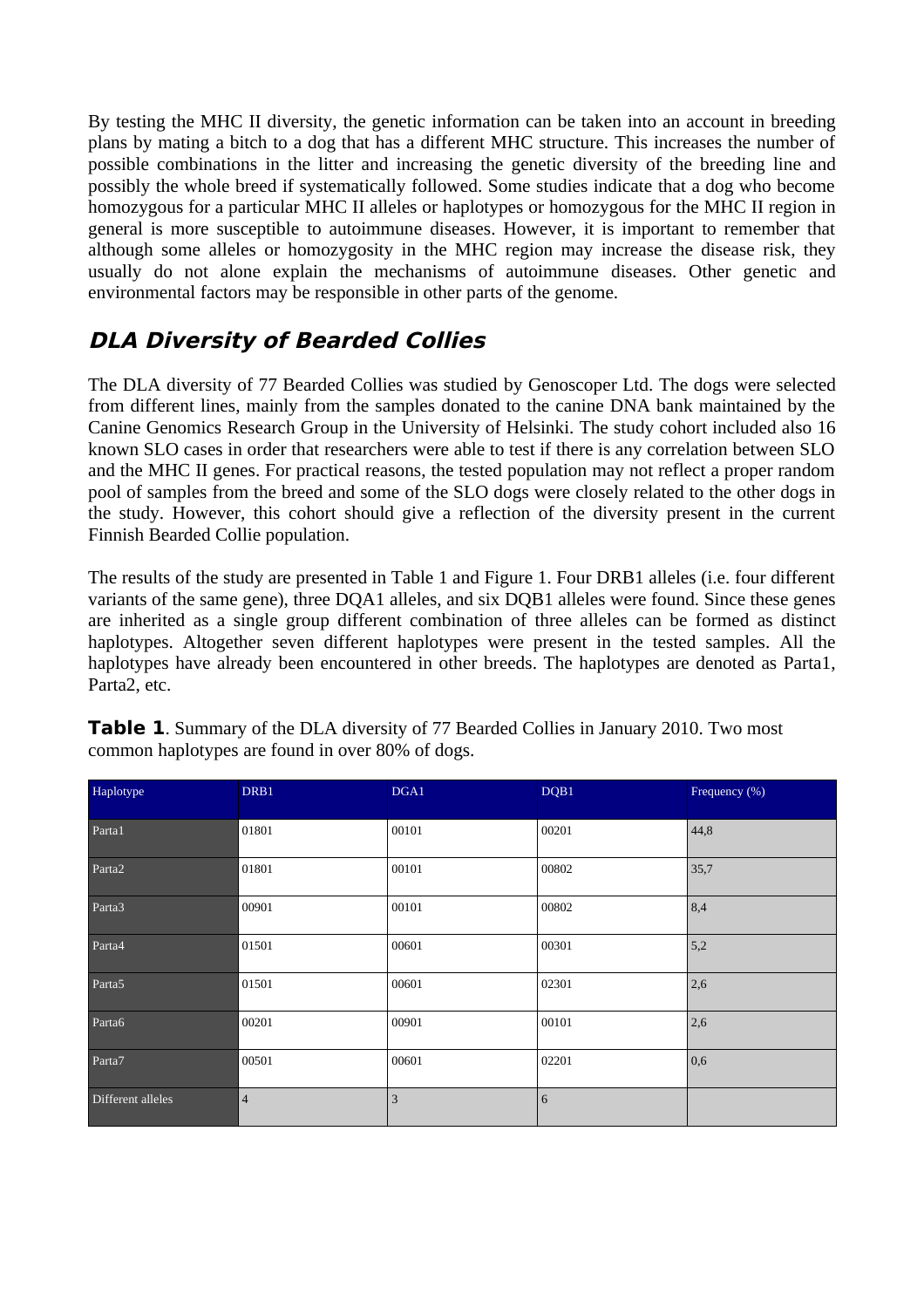By testing the MHC II diversity, the genetic information can be taken into an account in breeding plans by mating a bitch to a dog that has a different MHC structure. This increases the number of possible combinations in the litter and increasing the genetic diversity of the breeding line and possibly the whole breed if systematically followed. Some studies indicate that a dog who become homozygous for a particular MHC II alleles or haplotypes or homozygous for the MHC II region in general is more susceptible to autoimmune diseases. However, it is important to remember that although some alleles or homozygosity in the MHC region may increase the disease risk, they usually do not alone explain the mechanisms of autoimmune diseases. Other genetic and environmental factors may be responsible in other parts of the genome.

## *DLA Diversity of Bearded Collies*

The DLA diversity of 77 Bearded Collies was studied by Genoscoper Ltd. The dogs were selected from different lines, mainly from the samples donated to the canine DNA bank maintained by the Canine Genomics Research Group in the University of Helsinki. The study cohort included also 16 known SLO cases in order that researchers were able to test if there is any correlation between SLO and the MHC II genes. For practical reasons, the tested population may not reflect a proper random pool of samples from the breed and some of the SLO dogs were closely related to the other dogs in the study. However, this cohort should give a reflection of the diversity present in the current Finnish Bearded Collie population.

The results of the study are presented in Table 1 and Figure 1. Four DRB1 alleles (i.e. four different variants of the same gene), three DQA1 alleles, and six DQB1 alleles were found. Since these genes are inherited as a single group different combination of three alleles can be formed as distinct haplotypes. Altogether seven different haplotypes were present in the tested samples. All the haplotypes have already been encountered in other breeds. The haplotypes are denoted as Parta1, Parta2, etc.

**Table 1**. Summary of the DLA diversity of 77 Bearded Collies in January 2010. Two most common haplotypes are found in over 80% of dogs.

| Haplotype | DRB1 | DGA1 | DQB1 | Frequency (%) |
|---|---|---|---|---|
| Parta1 | 01801 | 00101 | 00201 | 44,8 |
| Parta2 | 01801 | 00101 | 00802 | 35,7 |
| Parta3 | 00901 | 00101 | 00802 | 8,4 |
| Parta4 | 01501 | 00601 | 00301 | 5,2 |
| Parta5 | 01501 | 00601 | 02301 | 2,6 |
| Parta6 | 00201 | 00901 | 00101 | 2,6 |
| Parta7 | 00501 | 00601 | 02201 | 0,6 |
| Different alleles | 4 | 3 | 6 | |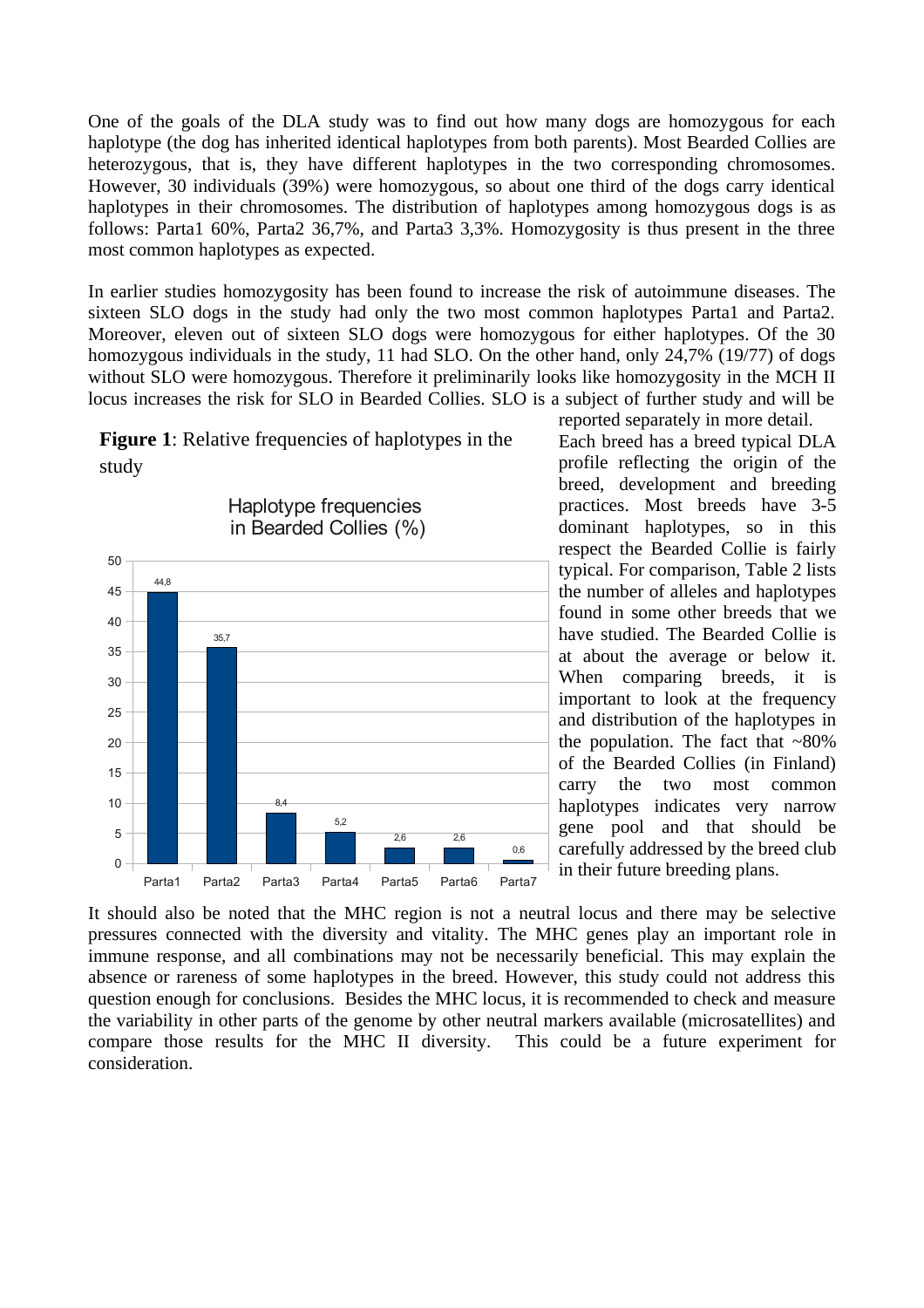One of the goals of the DLA study was to find out how many dogs are homozygous for each haplotype (the dog has inherited identical haplotypes from both parents). Most Bearded Collies are heterozygous, that is, they have different haplotypes in the two corresponding chromosomes. However, 30 individuals (39%) were homozygous, so about one third of the dogs carry identical haplotypes in their chromosomes. The distribution of haplotypes among homozygous dogs is as follows: Parta1 60%, Parta2 36,7%, and Parta3 3,3%. Homozygosity is thus present in the three most common haplotypes as expected.

In earlier studies homozygosity has been found to increase the risk of autoimmune diseases. The sixteen SLO dogs in the study had only the two most common haplotypes Parta1 and Parta2. Moreover, eleven out of sixteen SLO dogs were homozygous for either haplotypes. Of the 30 homozygous individuals in the study, 11 had SLO. On the other hand, only 24,7% (19/77) of dogs without SLO were homozygous. Therefore it preliminarily looks like homozygosity in the MCH II locus increases the risk for SLO in Bearded Collies. SLO is a subject of further study and will be reported separately in more detail.

**Figure 1**: Relative frequencies of haplotypes in the study

Haplotype frequencies in Bearded Collies (%)

| Haplotype | Frequency (%) |
|---|---|
| Parta1 | 44,8 |
| Parta2 | 35,7 |
| Parta3 | 8,4 |
| Parta4 | 5,2 |
| Parta5 | 2,6 |
| Parta6 | 2,6 |
| Parta7 | 0,6 |

Each breed has a breed typical DLA profile reflecting the origin of the breed, development and breeding practices. Most breeds have 3-5 dominant haplotypes, so in this respect the Bearded Collie is fairly typical. For comparison, Table 2 lists the number of alleles and haplotypes found in some other breeds that we have studied. The Bearded Collie is at about the average or below it. When comparing breeds, it is important to look at the frequency and distribution of the haplotypes in the population. The fact that ~80% of the Bearded Collies (in Finland) carry the two most common haplotypes indicates very narrow gene pool and that should be carefully addressed by the breed club in their future breeding plans.

It should also be noted that the MHC region is not a neutral locus and there may be selective pressures connected with the diversity and vitality. The MHC genes play an important role in immune response, and all combinations may not be necessarily beneficial. This may explain the absence or rareness of some haplotypes in the breed. However, this study could not address this question enough for conclusions. Besides the MHC locus, it is recommended to check and measure the variability in other parts of the genome by other neutral markers available (microsatellites) and compare those results for the MHC II diversity. This could be a future experiment for consideration.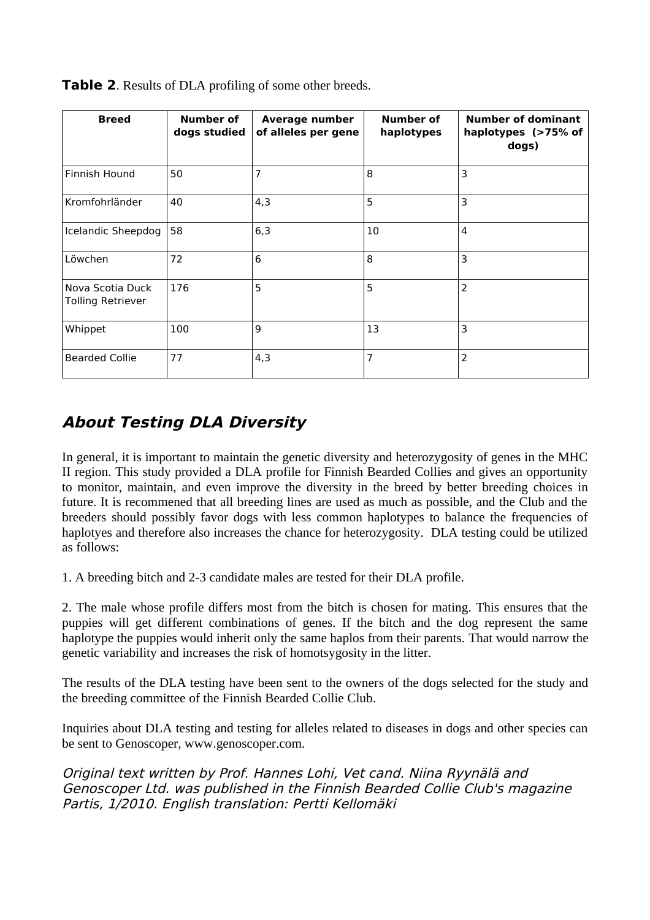**Table 2**. Results of DLA profiling of some other breeds.

| Breed | Number of dogs studied | Average number of alleles per gene | Number of haplotypes | Number of dominant haplotypes (>75% of dogs) |
|---|---|---|---|---|
| Finnish Hound | 50 | 7 | 8 | 3 |
| Kromfohrländer | 40 | 4,3 | 5 | 3 |
| Icelandic Sheepdog | 58 | 6,3 | 10 | 4 |
| Löwchen | 72 | 6 | 8 | 3 |
| Nova Scotia Duck Tolling Retriever | 176 | 5 | 5 | 2 |
| Whippet | 100 | 9 | 13 | 3 |
| Bearded Collie | 77 | 4,3 | 7 | 2 |

## *About Testing DLA Diversity*

In general, it is important to maintain the genetic diversity and heterozygosity of genes in the MHC II region. This study provided a DLA profile for Finnish Bearded Collies and gives an opportunity to monitor, maintain, and even improve the diversity in the breed by better breeding choices in future. It is recommened that all breeding lines are used as much as possible, and the Club and the breeders should possibly favor dogs with less common haplotypes to balance the frequencies of haplotyes and therefore also increases the chance for heterozygosity. DLA testing could be utilized as follows:

1. A breeding bitch and 2-3 candidate males are tested for their DLA profile.

2. The male whose profile differs most from the bitch is chosen for mating. This ensures that the puppies will get different combinations of genes. If the bitch and the dog represent the same haplotype the puppies would inherit only the same haplos from their parents. That would narrow the genetic variability and increases the risk of homotsygosity in the litter.

The results of the DLA testing have been sent to the owners of the dogs selected for the study and the breeding committee of the Finnish Bearded Collie Club.

Inquiries about DLA testing and testing for alleles related to diseases in dogs and other species can be sent to Genoscoper, www.genoscoper.com.

*Original text written by Prof. Hannes Lohi, Vet cand. Niina Ryynälä and Genoscoper Ltd. was published in the Finnish Bearded Collie Club's magazine Partis, 1/2010. English translation: Pertti Kellomäki*